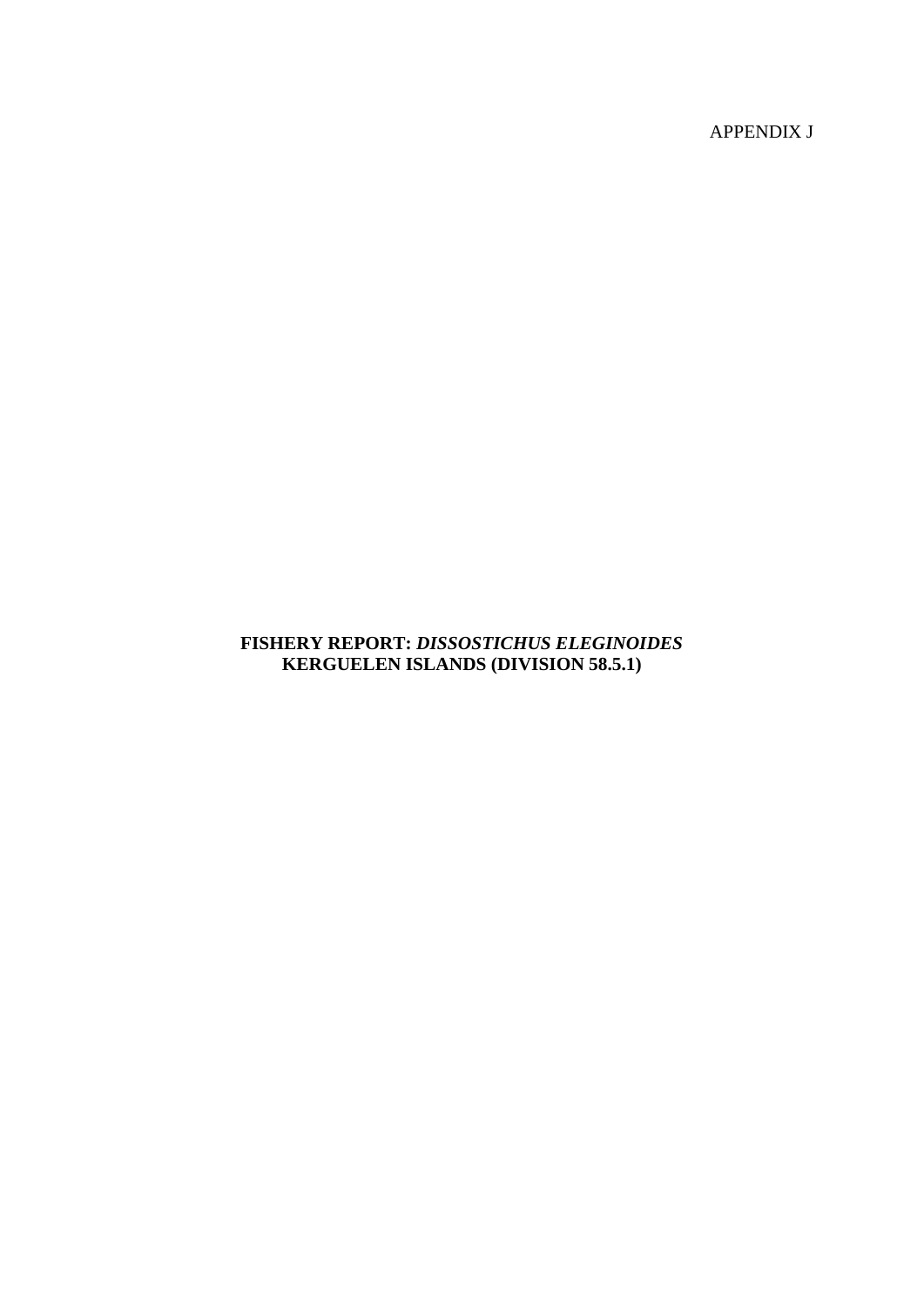APPENDIX J

# FISHERY REPORT: *DISSOSTICHUS ELEGINOIDES* KERGUELEN ISLANDS (DIVISION 58.5.1)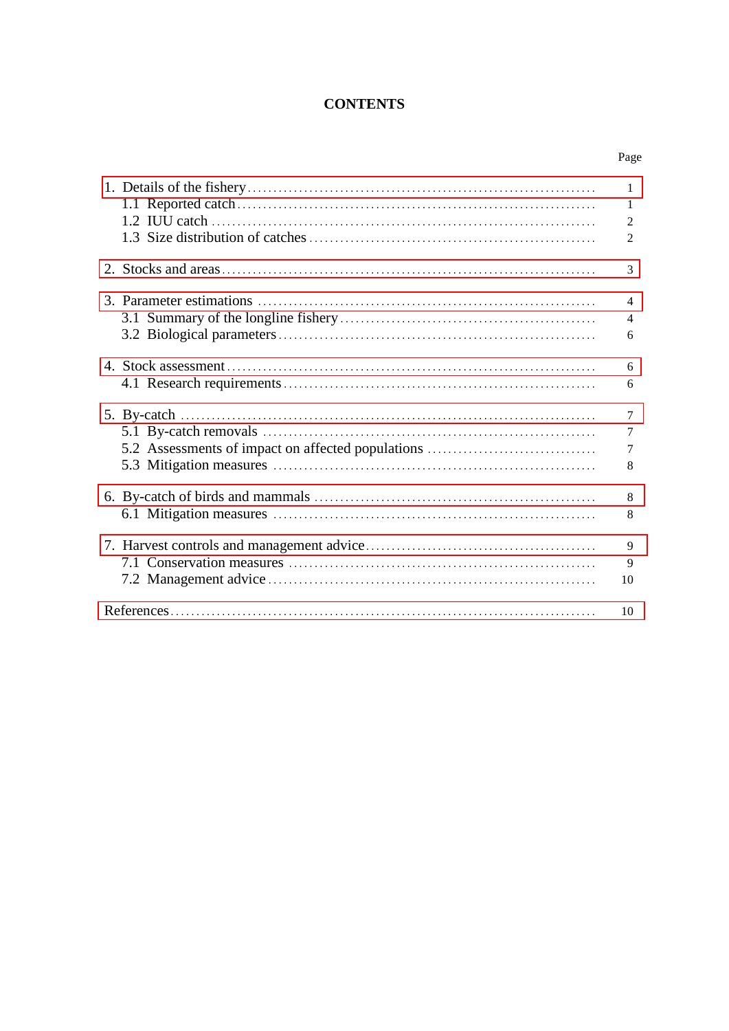# CONTENTS

| | Page |
|---|---|
| 1. Details of the fishery | 1 |
| 1.1 Reported catch | 1 |
| 1.2 IUU catch | 2 |
| 1.3 Size distribution of catches | 2 |
| 2. Stocks and areas | 3 |
| 3. Parameter estimations | 4 |
| 3.1 Summary of the longline fishery | 4 |
| 3.2 Biological parameters | 6 |
| 4. Stock assessment | 6 |
| 4.1 Research requirements | 6 |
| 5. By-catch | 7 |
| 5.1 By-catch removals | 7 |
| 5.2 Assessments of impact on affected populations | 7 |
| 5.3 Mitigation measures | 8 |
| 6. By-catch of birds and mammals | 8 |
| 6.1 Mitigation measures | 8 |
| 7. Harvest controls and management advice | 9 |
| 7.1 Conservation measures | 9 |
| 7.2 Management advice | 10 |
| References | 10 |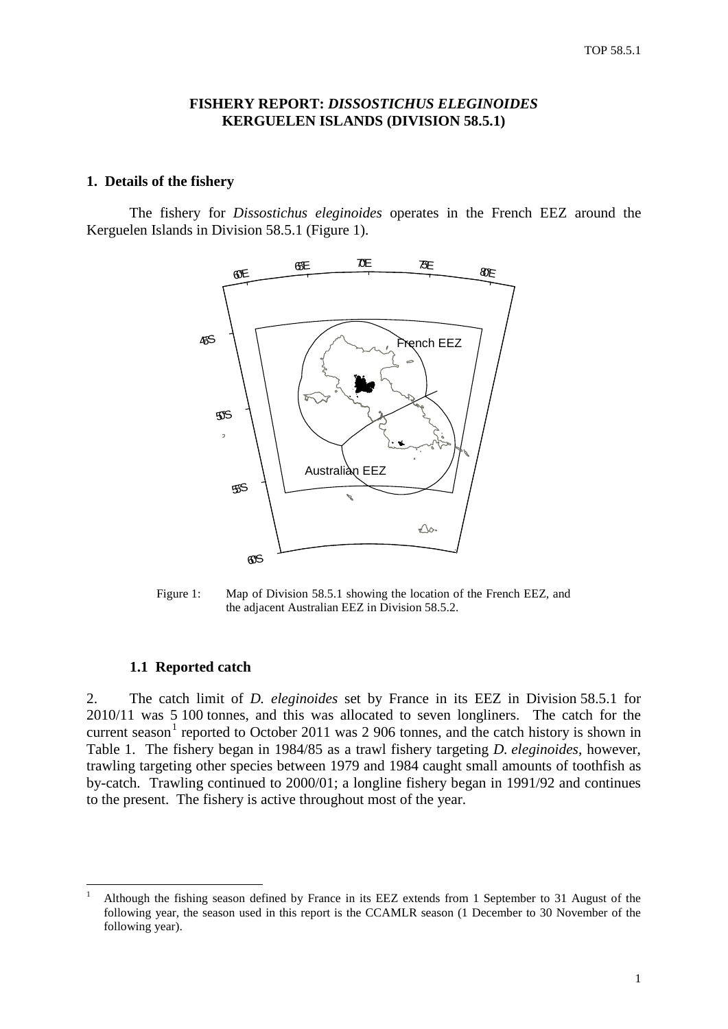# FISHERY REPORT: *DISSOSTICHUS ELEGINOIDES* KERGUELEN ISLANDS (DIVISION 58.5.1)

## 1. Details of the fishery

The fishery for *Dissostichus eleginoides* operates in the French EEZ around the Kerguelen Islands in Division 58.5.1 (Figure 1).

Figure 1: Map of Division 58.5.1 showing the location of the French EEZ, and the adjacent Australian EEZ in Division 58.5.2.

### 1.1 Reported catch

2. The catch limit of *D. eleginoides* set by France in its EEZ in Division 58.5.1 for 2010/11 was 5 100 tonnes, and this was allocated to seven longliners. The catch for the current season[1] reported to October 2011 was 2 906 tonnes, and the catch history is shown in Table 1. The fishery began in 1984/85 as a trawl fishery targeting *D. eleginoides*, however, trawling targeting other species between 1979 and 1984 caught small amounts of toothfish as by-catch. Trawling continued to 2000/01; a longline fishery began in 1991/92 and continues to the present. The fishery is active throughout most of the year.

[1] Although the fishing season defined by France in its EEZ extends from 1 September to 31 August of the following year, the season used in this report is the CCAMLR season (1 December to 30 November of the following year).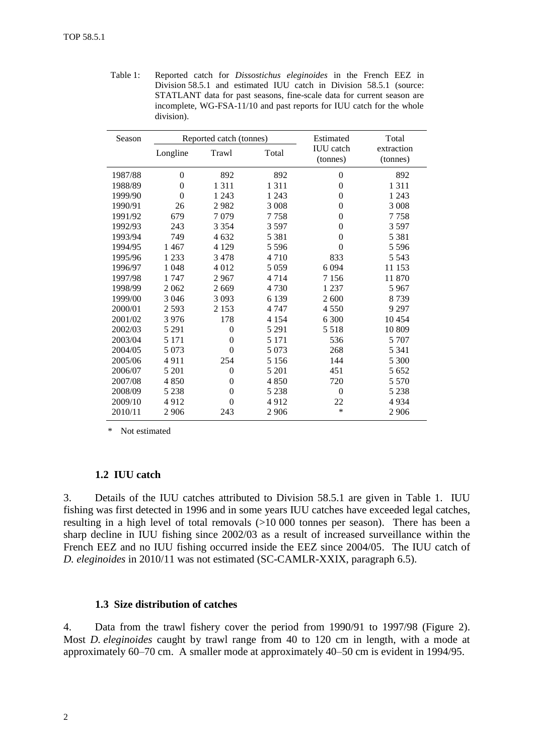Table 1: Reported catch for *Dissostichus eleginoides* in the French EEZ in Division 58.5.1 and estimated IUU catch in Division 58.5.1 (source: STATLANT data for past seasons, fine-scale data for current season are incomplete, WG-FSA-11/10 and past reports for IUU catch for the whole division).

| Season | Reported catch (tonnes) | | | Estimated IUU catch (tonnes) | Total extraction (tonnes) |
|---|---|---|---|---|---|
| | Longline | Trawl | Total | | |
| 1987/88 | 0 | 892 | 892 | 0 | 892 |
| 1988/89 | 0 | 1 311 | 1 311 | 0 | 1 311 |
| 1999/90 | 0 | 1 243 | 1 243 | 0 | 1 243 |
| 1990/91 | 26 | 2 982 | 3 008 | 0 | 3 008 |
| 1991/92 | 679 | 7 079 | 7 758 | 0 | 7 758 |
| 1992/93 | 243 | 3 354 | 3 597 | 0 | 3 597 |
| 1993/94 | 749 | 4 632 | 5 381 | 0 | 5 381 |
| 1994/95 | 1 467 | 4 129 | 5 596 | 0 | 5 596 |
| 1995/96 | 1 233 | 3 478 | 4 710 | 833 | 5 543 |
| 1996/97 | 1 048 | 4 012 | 5 059 | 6 094 | 11 153 |
| 1997/98 | 1 747 | 2 967 | 4 714 | 7 156 | 11 870 |
| 1998/99 | 2 062 | 2 669 | 4 730 | 1 237 | 5 967 |
| 1999/00 | 3 046 | 3 093 | 6 139 | 2 600 | 8 739 |
| 2000/01 | 2 593 | 2 153 | 4 747 | 4 550 | 9 297 |
| 2001/02 | 3 976 | 178 | 4 154 | 6 300 | 10 454 |
| 2002/03 | 5 291 | 0 | 5 291 | 5 518 | 10 809 |
| 2003/04 | 5 171 | 0 | 5 171 | 536 | 5 707 |
| 2004/05 | 5 073 | 0 | 5 073 | 268 | 5 341 |
| 2005/06 | 4 911 | 254 | 5 156 | 144 | 5 300 |
| 2006/07 | 5 201 | 0 | 5 201 | 451 | 5 652 |
| 2007/08 | 4 850 | 0 | 4 850 | 720 | 5 570 |
| 2008/09 | 5 238 | 0 | 5 238 | 0 | 5 238 |
| 2009/10 | 4 912 | 0 | 4 912 | 22 | 4 934 |
| 2010/11 | 2 906 | 243 | 2 906 | * | 2 906 |

\* Not estimated

### 1.2 IUU catch

3. Details of the IUU catches attributed to Division 58.5.1 are given in Table 1. IUU fishing was first detected in 1996 and in some years IUU catches have exceeded legal catches, resulting in a high level of total removals (>10 000 tonnes per season). There has been a sharp decline in IUU fishing since 2002/03 as a result of increased surveillance within the French EEZ and no IUU fishing occurred inside the EEZ since 2004/05. The IUU catch of *D. eleginoides* in 2010/11 was not estimated (SC-CAMLR-XXIX, paragraph 6.5).

### 1.3 Size distribution of catches

4. Data from the trawl fishery cover the period from 1990/91 to 1997/98 (Figure 2). Most *D. eleginoides* caught by trawl range from 40 to 120 cm in length, with a mode at approximately 60–70 cm. A smaller mode at approximately 40–50 cm is evident in 1994/95.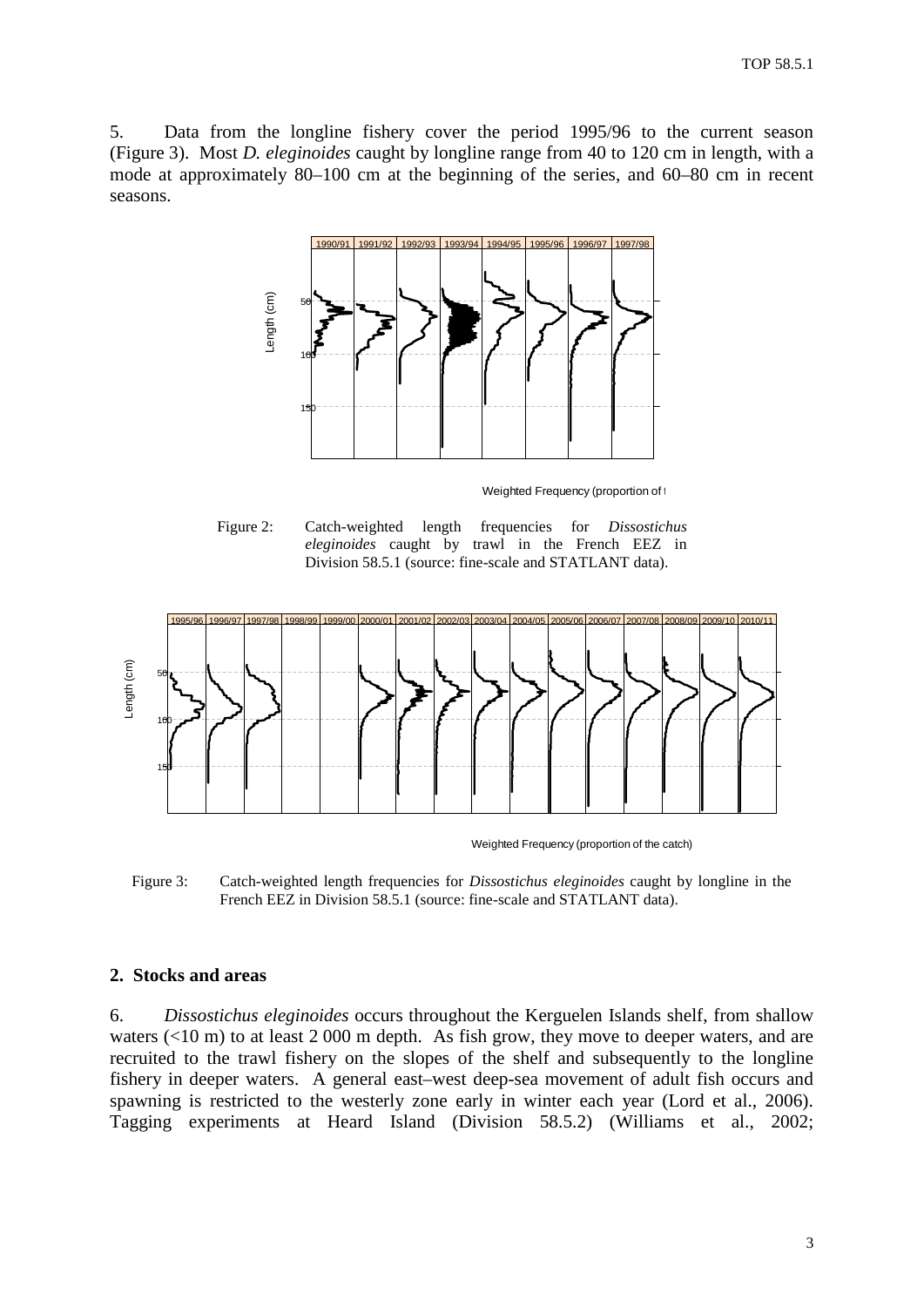5. Data from the longline fishery cover the period 1995/96 to the current season (Figure 3). Most *D. eleginoides* caught by longline range from 40 to 120 cm in length, with a mode at approximately 80–100 cm at the beginning of the series, and 60–80 cm in recent seasons.

Figure 2: Catch-weighted length frequencies for *Dissostichus eleginoides* caught by trawl in the French EEZ in Division 58.5.1 (source: fine-scale and STATLANT data).

Figure 3: Catch-weighted length frequencies for *Dissostichus eleginoides* caught by longline in the French EEZ in Division 58.5.1 (source: fine-scale and STATLANT data).

## 2. Stocks and areas

6. *Dissostichus eleginoides* occurs throughout the Kerguelen Islands shelf, from shallow waters (<10 m) to at least 2 000 m depth. As fish grow, they move to deeper waters, and are recruited to the trawl fishery on the slopes of the shelf and subsequently to the longline fishery in deeper waters. A general east–west deep-sea movement of adult fish occurs and spawning is restricted to the westerly zone early in winter each year (Lord et al., 2006). Tagging experiments at Heard Island (Division 58.5.2) (Williams et al., 2002;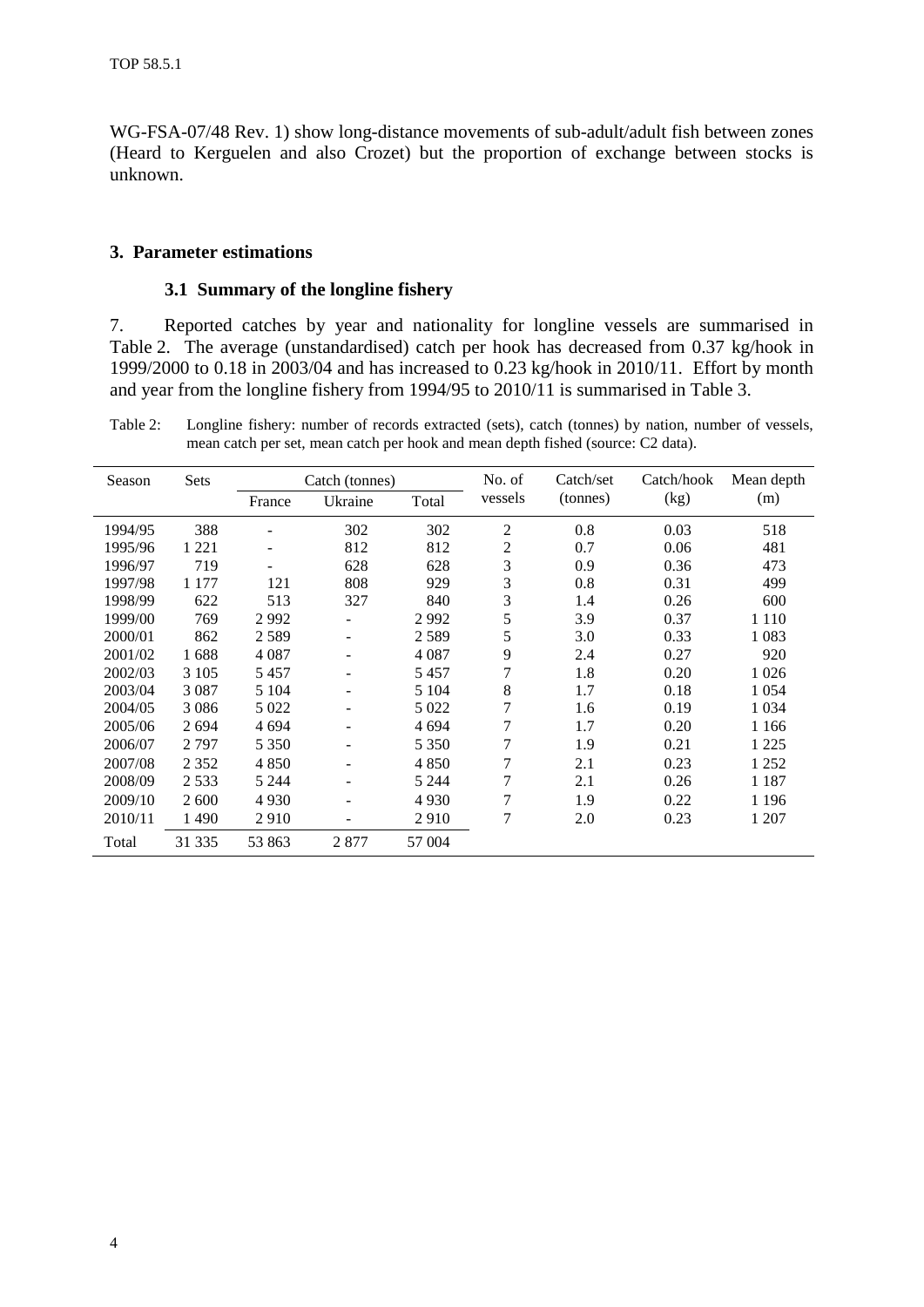WG-FSA-07/48 Rev. 1) show long-distance movements of sub-adult/adult fish between zones (Heard to Kerguelen and also Crozet) but the proportion of exchange between stocks is unknown.

## 3. Parameter estimations

### 3.1 Summary of the longline fishery

7. Reported catches by year and nationality for longline vessels are summarised in Table 2. The average (unstandardised) catch per hook has decreased from 0.37 kg/hook in 1999/2000 to 0.18 in 2003/04 and has increased to 0.23 kg/hook in 2010/11. Effort by month and year from the longline fishery from 1994/95 to 2010/11 is summarised in Table 3.

Table 2: Longline fishery: number of records extracted (sets), catch (tonnes) by nation, number of vessels, mean catch per set, mean catch per hook and mean depth fished (source: C2 data).

| Season | Sets | Catch (tonnes) | | | No. of vessels | Catch/set (tonnes) | Catch/hook (kg) | Mean depth (m) |
|---|---|---|---|---|---|---|---|---|
| | | France | Ukraine | Total | | | | |
| 1994/95 | 388 | - | 302 | 302 | 2 | 0.8 | 0.03 | 518 |
| 1995/96 | 1 221 | - | 812 | 812 | 2 | 0.7 | 0.06 | 481 |
| 1996/97 | 719 | - | 628 | 628 | 3 | 0.9 | 0.36 | 473 |
| 1997/98 | 1 177 | 121 | 808 | 929 | 3 | 0.8 | 0.31 | 499 |
| 1998/99 | 622 | 513 | 327 | 840 | 3 | 1.4 | 0.26 | 600 |
| 1999/00 | 769 | 2 992 | - | 2 992 | 5 | 3.9 | 0.37 | 1 110 |
| 2000/01 | 862 | 2 589 | - | 2 589 | 5 | 3.0 | 0.33 | 1 083 |
| 2001/02 | 1 688 | 4 087 | - | 4 087 | 9 | 2.4 | 0.27 | 920 |
| 2002/03 | 3 105 | 5 457 | - | 5 457 | 7 | 1.8 | 0.20 | 1 026 |
| 2003/04 | 3 087 | 5 104 | - | 5 104 | 8 | 1.7 | 0.18 | 1 054 |
| 2004/05 | 3 086 | 5 022 | - | 5 022 | 7 | 1.6 | 0.19 | 1 034 |
| 2005/06 | 2 694 | 4 694 | - | 4 694 | 7 | 1.7 | 0.20 | 1 166 |
| 2006/07 | 2 797 | 5 350 | - | 5 350 | 7 | 1.9 | 0.21 | 1 225 |
| 2007/08 | 2 352 | 4 850 | - | 4 850 | 7 | 2.1 | 0.23 | 1 252 |
| 2008/09 | 2 533 | 5 244 | - | 5 244 | 7 | 2.1 | 0.26 | 1 187 |
| 2009/10 | 2 600 | 4 930 | - | 4 930 | 7 | 1.9 | 0.22 | 1 196 |
| 2010/11 | 1 490 | 2 910 | - | 2 910 | 7 | 2.0 | 0.23 | 1 207 |
| Total | 31 335 | 53 863 | 2 877 | 57 004 | | | | |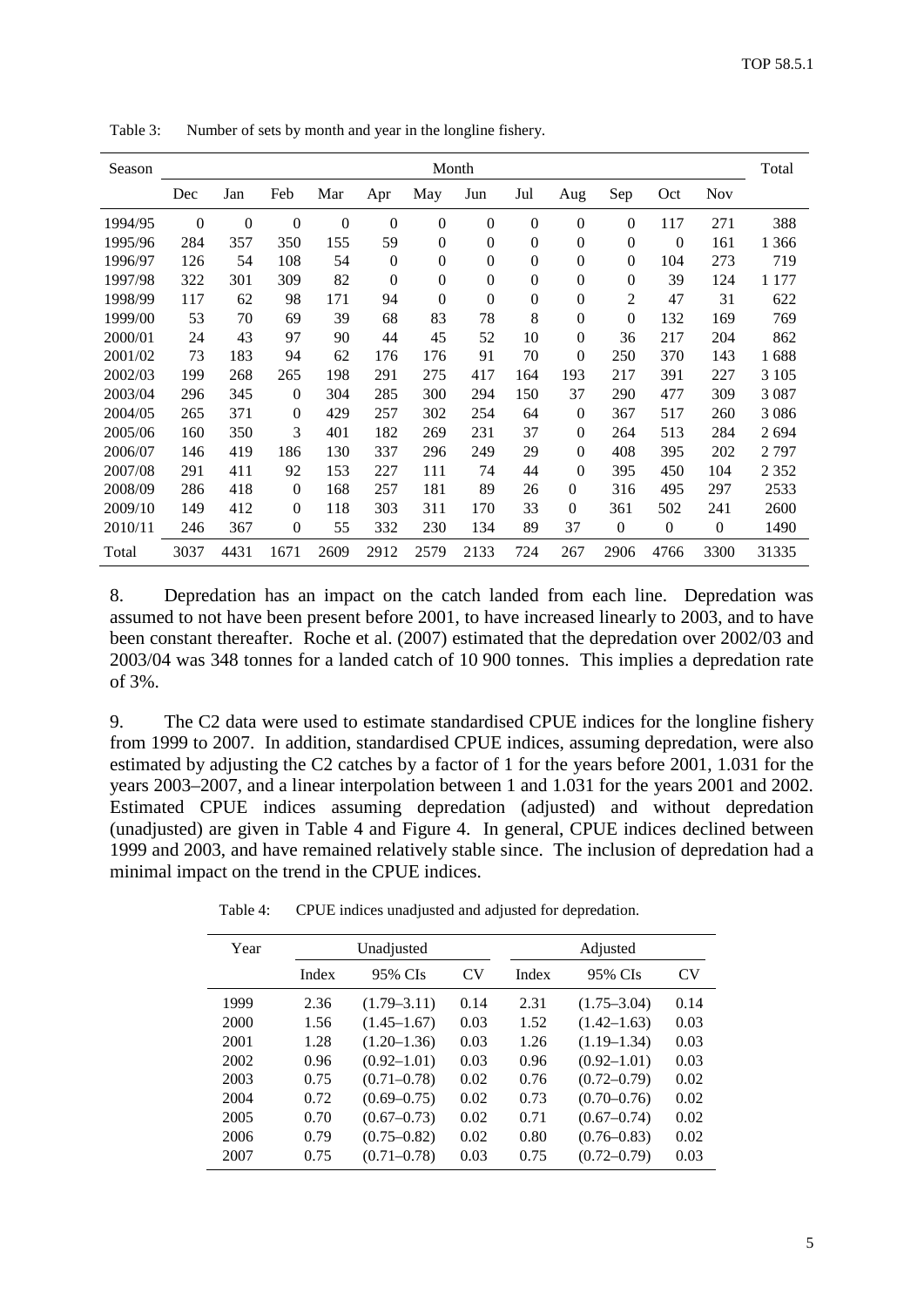Table 3: Number of sets by month and year in the longline fishery.

| Season | Month | | | | | | | | | | | | Total |
|---|---|---|---|---|---|---|---|---|---|---|---|---|---|
| | Dec | Jan | Feb | Mar | Apr | May | Jun | Jul | Aug | Sep | Oct | Nov | |
| 1994/95 | 0 | 0 | 0 | 0 | 0 | 0 | 0 | 0 | 0 | 0 | 117 | 271 | 388 |
| 1995/96 | 284 | 357 | 350 | 155 | 59 | 0 | 0 | 0 | 0 | 0 | 0 | 161 | 1 366 |
| 1996/97 | 126 | 54 | 108 | 54 | 0 | 0 | 0 | 0 | 0 | 0 | 104 | 273 | 719 |
| 1997/98 | 322 | 301 | 309 | 82 | 0 | 0 | 0 | 0 | 0 | 0 | 39 | 124 | 1 177 |
| 1998/99 | 117 | 62 | 98 | 171 | 94 | 0 | 0 | 0 | 0 | 2 | 47 | 31 | 622 |
| 1999/00 | 53 | 70 | 69 | 39 | 68 | 83 | 78 | 8 | 0 | 0 | 132 | 169 | 769 |
| 2000/01 | 24 | 43 | 97 | 90 | 44 | 45 | 52 | 10 | 0 | 36 | 217 | 204 | 862 |
| 2001/02 | 73 | 183 | 94 | 62 | 176 | 176 | 91 | 70 | 0 | 250 | 370 | 143 | 1 688 |
| 2002/03 | 199 | 268 | 265 | 198 | 291 | 275 | 417 | 164 | 193 | 217 | 391 | 227 | 3 105 |
| 2003/04 | 296 | 345 | 0 | 304 | 285 | 300 | 294 | 150 | 37 | 290 | 477 | 309 | 3 087 |
| 2004/05 | 265 | 371 | 0 | 429 | 257 | 302 | 254 | 64 | 0 | 367 | 517 | 260 | 3 086 |
| 2005/06 | 160 | 350 | 3 | 401 | 182 | 269 | 231 | 37 | 0 | 264 | 513 | 284 | 2 694 |
| 2006/07 | 146 | 419 | 186 | 130 | 337 | 296 | 249 | 29 | 0 | 408 | 395 | 202 | 2 797 |
| 2007/08 | 291 | 411 | 92 | 153 | 227 | 111 | 74 | 44 | 0 | 395 | 450 | 104 | 2 352 |
| 2008/09 | 286 | 418 | 0 | 168 | 257 | 181 | 89 | 26 | 0 | 316 | 495 | 297 | 2533 |
| 2009/10 | 149 | 412 | 0 | 118 | 303 | 311 | 170 | 33 | 0 | 361 | 502 | 241 | 2600 |
| 2010/11 | 246 | 367 | 0 | 55 | 332 | 230 | 134 | 89 | 37 | 0 | 0 | 0 | 1490 |
| Total | 3037 | 4431 | 1671 | 2609 | 2912 | 2579 | 2133 | 724 | 267 | 2906 | 4766 | 3300 | 31335 |

8. Depredation has an impact on the catch landed from each line. Depredation was assumed to not have been present before 2001, to have increased linearly to 2003, and to have been constant thereafter. Roche et al. (2007) estimated that the depredation over 2002/03 and 2003/04 was 348 tonnes for a landed catch of 10 900 tonnes. This implies a depredation rate of 3%.

9. The C2 data were used to estimate standardised CPUE indices for the longline fishery from 1999 to 2007. In addition, standardised CPUE indices, assuming depredation, were also estimated by adjusting the C2 catches by a factor of 1 for the years before 2001, 1.031 for the years 2003–2007, and a linear interpolation between 1 and 1.031 for the years 2001 and 2002. Estimated CPUE indices assuming depredation (adjusted) and without depredation (unadjusted) are given in Table 4 and Figure 4. In general, CPUE indices declined between 1999 and 2003, and have remained relatively stable since. The inclusion of depredation had a minimal impact on the trend in the CPUE indices.

Table 4: CPUE indices unadjusted and adjusted for depredation.

| Year | Unadjusted | | | Adjusted | | |
|---|---|---|---|---|---|---|
| | Index | 95% CIs | CV | Index | 95% CIs | CV |
| 1999 | 2.36 | (1.79–3.11) | 0.14 | 2.31 | (1.75–3.04) | 0.14 |
| 2000 | 1.56 | (1.45–1.67) | 0.03 | 1.52 | (1.42–1.63) | 0.03 |
| 2001 | 1.28 | (1.20–1.36) | 0.03 | 1.26 | (1.19–1.34) | 0.03 |
| 2002 | 0.96 | (0.92–1.01) | 0.03 | 0.96 | (0.92–1.01) | 0.03 |
| 2003 | 0.75 | (0.71–0.78) | 0.02 | 0.76 | (0.72–0.79) | 0.02 |
| 2004 | 0.72 | (0.69–0.75) | 0.02 | 0.73 | (0.70–0.76) | 0.02 |
| 2005 | 0.70 | (0.67–0.73) | 0.02 | 0.71 | (0.67–0.74) | 0.02 |
| 2006 | 0.79 | (0.75–0.82) | 0.02 | 0.80 | (0.76–0.83) | 0.02 |
| 2007 | 0.75 | (0.71–0.78) | 0.03 | 0.75 | (0.72–0.79) | 0.03 |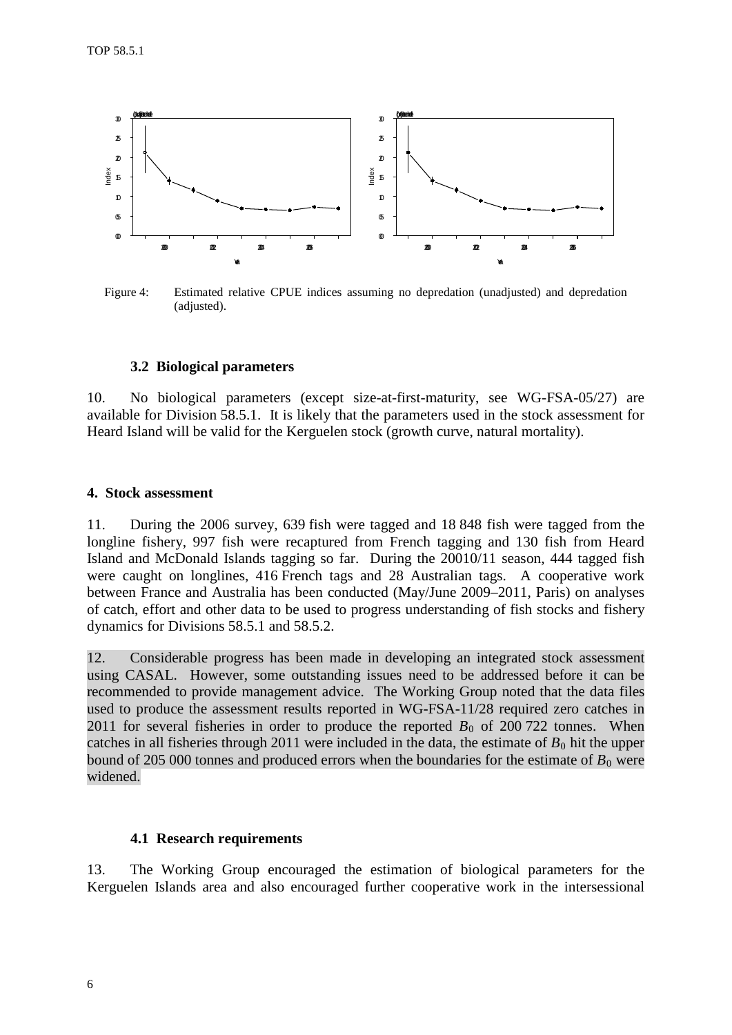Figure 4: Estimated relative CPUE indices assuming no depredation (unadjusted) and depredation (adjusted).

### 3.2 Biological parameters

10. No biological parameters (except size-at-first-maturity, see WG-FSA-05/27) are available for Division 58.5.1. It is likely that the parameters used in the stock assessment for Heard Island will be valid for the Kerguelen stock (growth curve, natural mortality).

## 4. Stock assessment

11. During the 2006 survey, 639 fish were tagged and 18 848 fish were tagged from the longline fishery, 997 fish were recaptured from French tagging and 130 fish from Heard Island and McDonald Islands tagging so far. During the 20010/11 season, 444 tagged fish were caught on longlines, 416 French tags and 28 Australian tags. A cooperative work between France and Australia has been conducted (May/June 2009–2011, Paris) on analyses of catch, effort and other data to be used to progress understanding of fish stocks and fishery dynamics for Divisions 58.5.1 and 58.5.2.

12. Considerable progress has been made in developing an integrated stock assessment using CASAL. However, some outstanding issues need to be addressed before it can be recommended to provide management advice. The Working Group noted that the data files used to produce the assessment results reported in WG-FSA-11/28 required zero catches in 2011 for several fisheries in order to produce the reported $B_0$ of 200 722 tonnes. When catches in all fisheries through 2011 were included in the data, the estimate of $B_0$ hit the upper bound of 205 000 tonnes and produced errors when the boundaries for the estimate of $B_0$ were widened.

### 4.1 Research requirements

13. The Working Group encouraged the estimation of biological parameters for the Kerguelen Islands area and also encouraged further cooperative work in the intersessional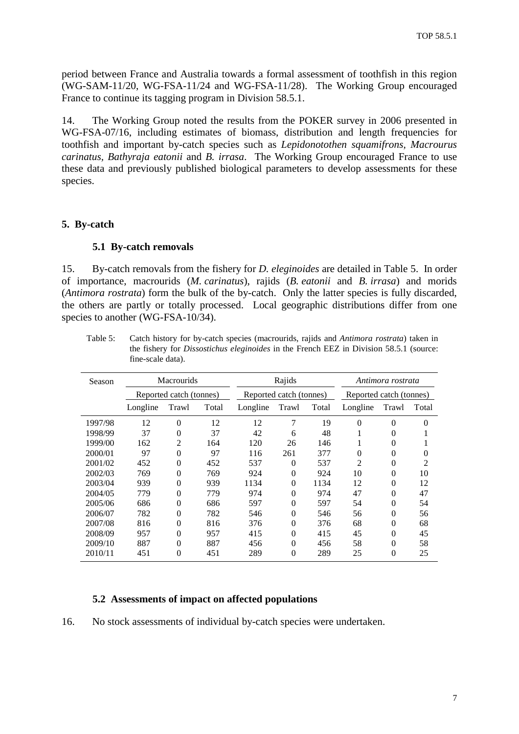period between France and Australia towards a formal assessment of toothfish in this region (WG-SAM-11/20, WG-FSA-11/24 and WG-FSA-11/28). The Working Group encouraged France to continue its tagging program in Division 58.5.1.

14. The Working Group noted the results from the POKER survey in 2006 presented in WG-FSA-07/16, including estimates of biomass, distribution and length frequencies for toothfish and important by-catch species such as *Lepidonotothen squamifrons*, *Macrourus carinatus*, *Bathyraja eatonii* and *B. irrasa*. The Working Group encouraged France to use these data and previously published biological parameters to develop assessments for these species.

## 5. By-catch

### 5.1 By-catch removals

15. By-catch removals from the fishery for *D. eleginoides* are detailed in Table 5. In order of importance, macrourids (*M. carinatus*), rajids (*B. eatonii* and *B. irrasa*) and morids (*Antimora rostrata*) form the bulk of the by-catch. Only the latter species is fully discarded, the others are partly or totally processed. Local geographic distributions differ from one species to another (WG-FSA-10/34).

Table 5: Catch history for by-catch species (macrourids, rajids and *Antimora rostrata*) taken in the fishery for *Dissostichus eleginoides* in the French EEZ in Division 58.5.1 (source: fine-scale data).

| Season | Macrourids | | | Rajids | | | *Antimora rostrata* | | |
|---|---|---|---|---|---|---|---|---|---|
| | Reported catch (tonnes) | | | Reported catch (tonnes) | | | Reported catch (tonnes) | | |
| | Longline | Trawl | Total | Longline | Trawl | Total | Longline | Trawl | Total |
| 1997/98 | 12 | 0 | 12 | 12 | 7 | 19 | 0 | 0 | 0 |
| 1998/99 | 37 | 0 | 37 | 42 | 6 | 48 | 1 | 0 | 1 |
| 1999/00 | 162 | 2 | 164 | 120 | 26 | 146 | 1 | 0 | 1 |
| 2000/01 | 97 | 0 | 97 | 116 | 261 | 377 | 0 | 0 | 0 |
| 2001/02 | 452 | 0 | 452 | 537 | 0 | 537 | 2 | 0 | 2 |
| 2002/03 | 769 | 0 | 769 | 924 | 0 | 924 | 10 | 0 | 10 |
| 2003/04 | 939 | 0 | 939 | 1134 | 0 | 1134 | 12 | 0 | 12 |
| 2004/05 | 779 | 0 | 779 | 974 | 0 | 974 | 47 | 0 | 47 |
| 2005/06 | 686 | 0 | 686 | 597 | 0 | 597 | 54 | 0 | 54 |
| 2006/07 | 782 | 0 | 782 | 546 | 0 | 546 | 56 | 0 | 56 |
| 2007/08 | 816 | 0 | 816 | 376 | 0 | 376 | 68 | 0 | 68 |
| 2008/09 | 957 | 0 | 957 | 415 | 0 | 415 | 45 | 0 | 45 |
| 2009/10 | 887 | 0 | 887 | 456 | 0 | 456 | 58 | 0 | 58 |
| 2010/11 | 451 | 0 | 451 | 289 | 0 | 289 | 25 | 0 | 25 |

### 5.2 Assessments of impact on affected populations

16. No stock assessments of individual by-catch species were undertaken.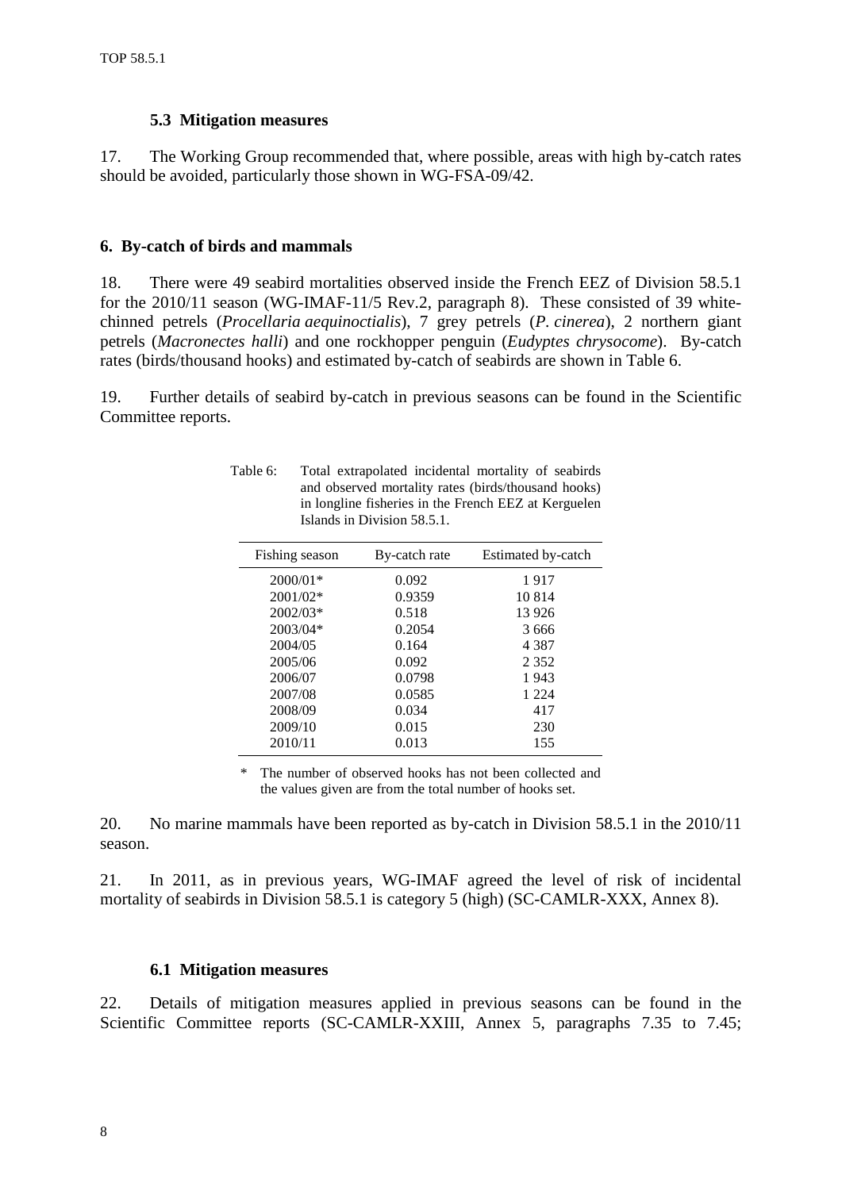### 5.3 Mitigation measures

17. The Working Group recommended that, where possible, areas with high by-catch rates should be avoided, particularly those shown in WG-FSA-09/42.

## 6. By-catch of birds and mammals

18. There were 49 seabird mortalities observed inside the French EEZ of Division 58.5.1 for the 2010/11 season (WG-IMAF-11/5 Rev.2, paragraph 8). These consisted of 39 white-chinned petrels (*Procellaria aequinoctialis*), 7 grey petrels (*P. cinerea*), 2 northern giant petrels (*Macronectes halli*) and one rockhopper penguin (*Eudyptes chrysocome*). By-catch rates (birds/thousand hooks) and estimated by-catch of seabirds are shown in Table 6.

19. Further details of seabird by-catch in previous seasons can be found in the Scientific Committee reports.

Table 6: Total extrapolated incidental mortality of seabirds and observed mortality rates (birds/thousand hooks) in longline fisheries in the French EEZ at Kerguelen Islands in Division 58.5.1.

| Fishing season | By-catch rate | Estimated by-catch |
|---|---|---|
| 2000/01* | 0.092 | 1 917 |
| 2001/02* | 0.9359 | 10 814 |
| 2002/03* | 0.518 | 13 926 |
| 2003/04* | 0.2054 | 3 666 |
| 2004/05 | 0.164 | 4 387 |
| 2005/06 | 0.092 | 2 352 |
| 2006/07 | 0.0798 | 1 943 |
| 2007/08 | 0.0585 | 1 224 |
| 2008/09 | 0.034 | 417 |
| 2009/10 | 0.015 | 230 |
| 2010/11 | 0.013 | 155 |

\* The number of observed hooks has not been collected and the values given are from the total number of hooks set.

20. No marine mammals have been reported as by-catch in Division 58.5.1 in the 2010/11 season.

21. In 2011, as in previous years, WG-IMAF agreed the level of risk of incidental mortality of seabirds in Division 58.5.1 is category 5 (high) (SC-CAMLR-XXX, Annex 8).

### 6.1 Mitigation measures

22. Details of mitigation measures applied in previous seasons can be found in the Scientific Committee reports (SC-CAMLR-XXIII, Annex 5, paragraphs 7.35 to 7.45;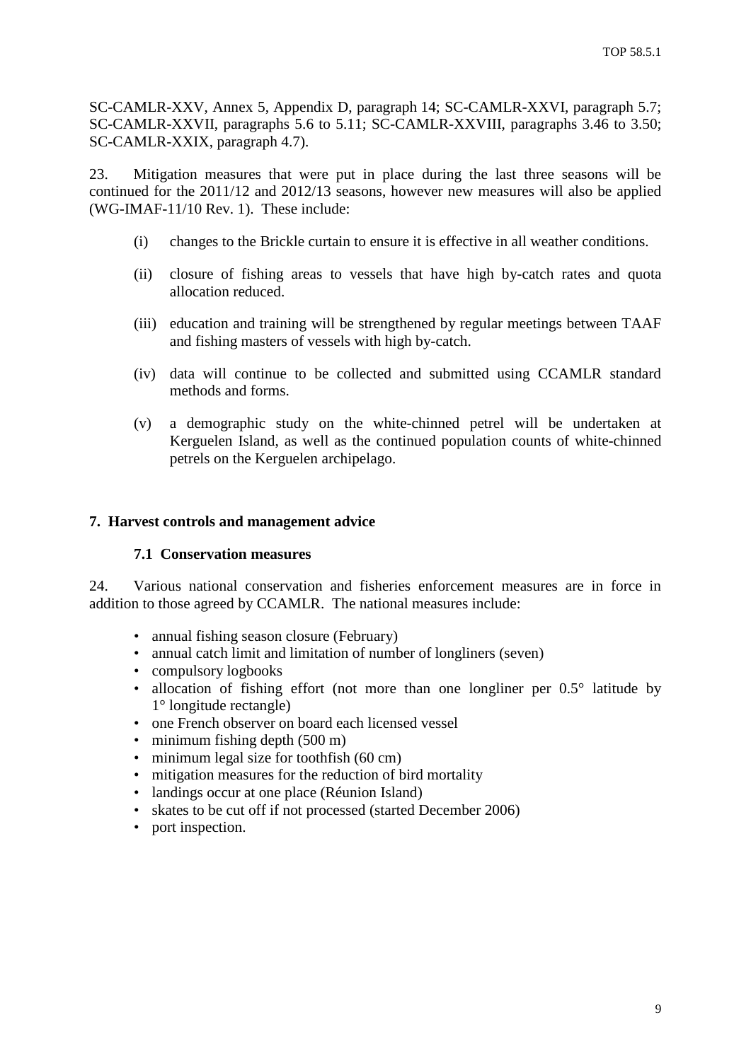SC-CAMLR-XXV, Annex 5, Appendix D, paragraph 14; SC-CAMLR-XXVI, paragraph 5.7; SC-CAMLR-XXVII, paragraphs 5.6 to 5.11; SC-CAMLR-XXVIII, paragraphs 3.46 to 3.50; SC-CAMLR-XXIX, paragraph 4.7).

23. Mitigation measures that were put in place during the last three seasons will be continued for the 2011/12 and 2012/13 seasons, however new measures will also be applied (WG-IMAF-11/10 Rev. 1). These include:

(i) changes to the Brickle curtain to ensure it is effective in all weather conditions.

(ii) closure of fishing areas to vessels that have high by-catch rates and quota allocation reduced.

(iii) education and training will be strengthened by regular meetings between TAAF and fishing masters of vessels with high by-catch.

(iv) data will continue to be collected and submitted using CCAMLR standard methods and forms.

(v) a demographic study on the white-chinned petrel will be undertaken at Kerguelen Island, as well as the continued population counts of white-chinned petrels on the Kerguelen archipelago.

## 7. Harvest controls and management advice

### 7.1 Conservation measures

24. Various national conservation and fisheries enforcement measures are in force in addition to those agreed by CCAMLR. The national measures include:

- annual fishing season closure (February)
- annual catch limit and limitation of number of longliners (seven)
- compulsory logbooks
- allocation of fishing effort (not more than one longliner per 0.5° latitude by 1° longitude rectangle)
- one French observer on board each licensed vessel
- minimum fishing depth (500 m)
- minimum legal size for toothfish (60 cm)
- mitigation measures for the reduction of bird mortality
- landings occur at one place (Réunion Island)
- skates to be cut off if not processed (started December 2006)
- port inspection.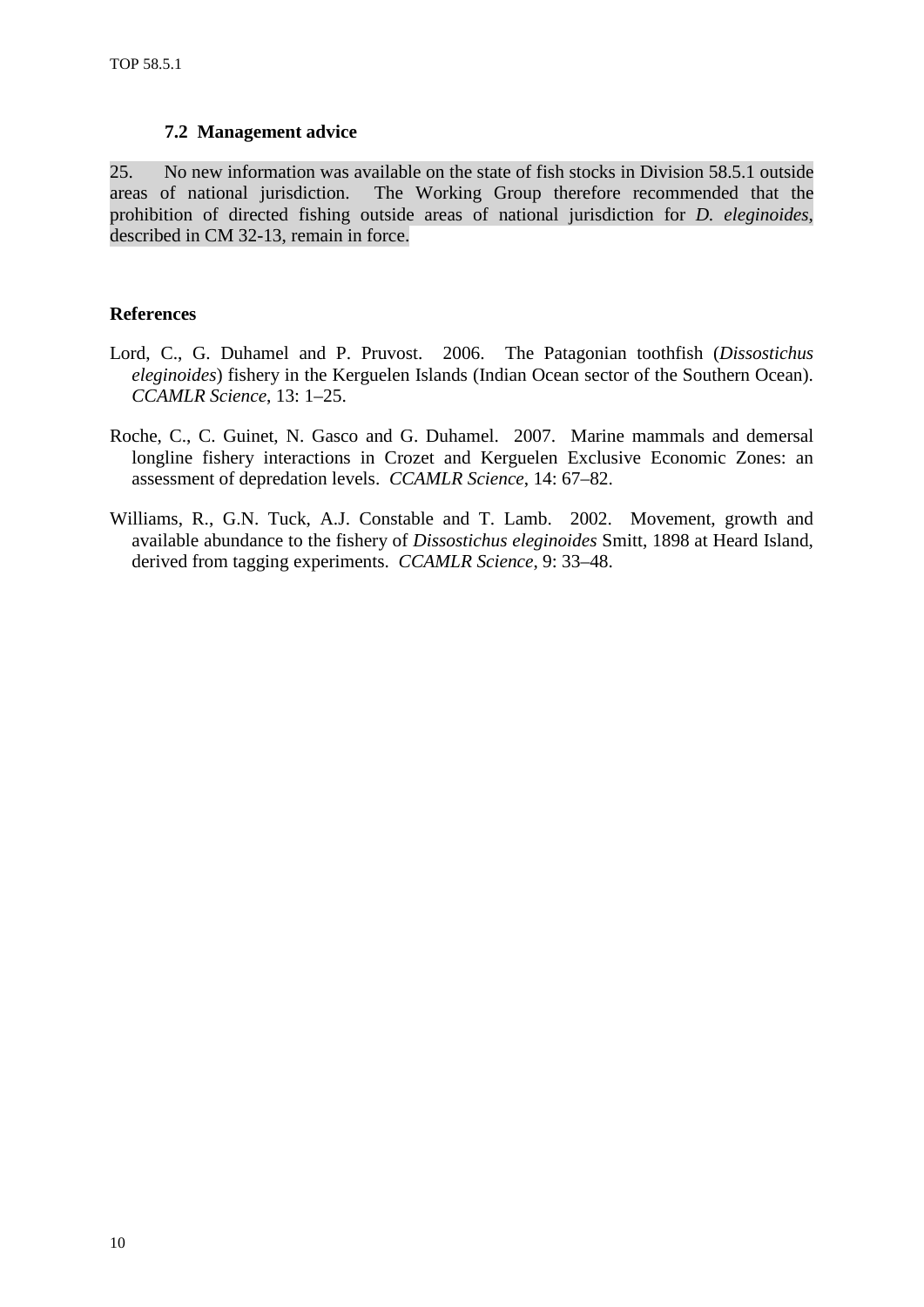### 7.2 Management advice

25. No new information was available on the state of fish stocks in Division 58.5.1 outside areas of national jurisdiction. The Working Group therefore recommended that the prohibition of directed fishing outside areas of national jurisdiction for *D. eleginoides*, described in CM 32-13, remain in force.

## References

Lord, C., G. Duhamel and P. Pruvost. 2006. The Patagonian toothfish (*Dissostichus eleginoides*) fishery in the Kerguelen Islands (Indian Ocean sector of the Southern Ocean). *CCAMLR Science*, 13: 1–25.

Roche, C., C. Guinet, N. Gasco and G. Duhamel. 2007. Marine mammals and demersal longline fishery interactions in Crozet and Kerguelen Exclusive Economic Zones: an assessment of depredation levels. *CCAMLR Science*, 14: 67–82.

Williams, R., G.N. Tuck, A.J. Constable and T. Lamb. 2002. Movement, growth and available abundance to the fishery of *Dissostichus eleginoides* Smitt, 1898 at Heard Island, derived from tagging experiments. *CCAMLR Science*, 9: 33–48.